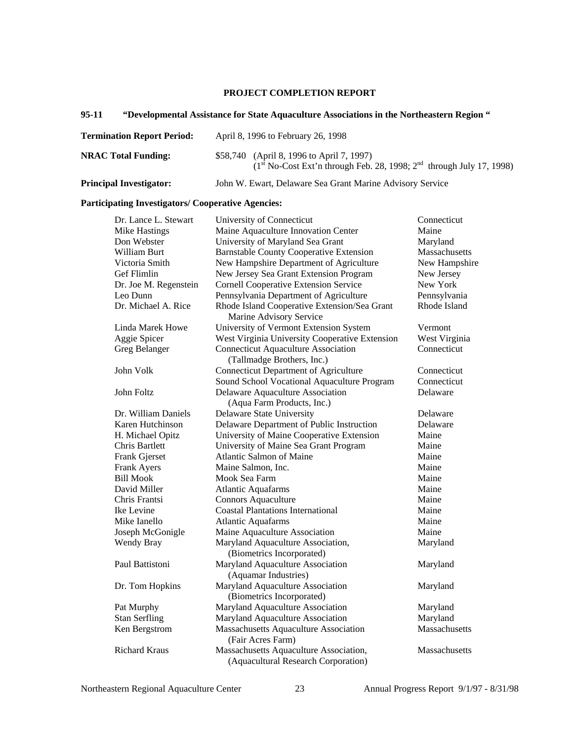# PROJECT COMPLETION REPORT

## 95-11 "Developmental Assistance for State Aquaculture Associations in the Northeastern Region "

**Termination Report Period:** April 8, 1996 to February 26, 1998

**NRAC Total Funding:** $58,740 (April 8, 1996 to April 7, 1997)
(1st No-Cost Ext'n through Feb. 28, 1998; 2nd through July 17, 1998)

**Principal Investigator:** John W. Ewart, Delaware Sea Grant Marine Advisory Service

**Participating Investigators/ Cooperative Agencies:**

| | | |
|---|---|---|
| Dr. Lance L. Stewart | University of Connecticut | Connecticut |
| Mike Hastings | Maine Aquaculture Innovation Center | Maine |
| Don Webster | University of Maryland Sea Grant | Maryland |
| William Burt | Barnstable County Cooperative Extension | Massachusetts |
| Victoria Smith | New Hampshire Department of Agriculture | New Hampshire |
| Gef Flimlin | New Jersey Sea Grant Extension Program | New Jersey |
| Dr. Joe M. Regenstein | Cornell Cooperative Extension Service | New York |
| Leo Dunn | Pennsylvania Department of Agriculture | Pennsylvania |
| Dr. Michael A. Rice | Rhode Island Cooperative Extension/Sea Grant Marine Advisory Service | Rhode Island |
| Linda Marek Howe | University of Vermont Extension System | Vermont |
| Aggie Spicer | West Virginia University Cooperative Extension | West Virginia |
| Greg Belanger | Connecticut Aquaculture Association (Tallmadge Brothers, Inc.) | Connecticut |
| John Volk | Connecticut Department of Agriculture | Connecticut |
| | Sound School Vocational Aquaculture Program | Connecticut |
| John Foltz | Delaware Aquaculture Association (Aqua Farm Products, Inc.) | Delaware |
| Dr. William Daniels | Delaware State University | Delaware |
| Karen Hutchinson | Delaware Department of Public Instruction | Delaware |
| H. Michael Opitz | University of Maine Cooperative Extension | Maine |
| Chris Bartlett | University of Maine Sea Grant Program | Maine |
| Frank Gjerset | Atlantic Salmon of Maine | Maine |
| Frank Ayers | Maine Salmon, Inc. | Maine |
| Bill Mook | Mook Sea Farm | Maine |
| David Miller | Atlantic Aquafarms | Maine |
| Chris Frantsi | Connors Aquaculture | Maine |
| Ike Levine | Coastal Plantations International | Maine |
| Mike Ianello | Atlantic Aquafarms | Maine |
| Joseph McGonigle | Maine Aquaculture Association | Maine |
| Wendy Bray | Maryland Aquaculture Association, (Biometrics Incorporated) | Maryland |
| Paul Battistoni | Maryland Aquaculture Association (Aquamar Industries) | Maryland |
| Dr. Tom Hopkins | Maryland Aquaculture Association (Biometrics Incorporated) | Maryland |
| Pat Murphy | Maryland Aquaculture Association | Maryland |
| Stan Serfling | Maryland Aquaculture Association | Maryland |
| Ken Bergstrom | Massachusetts Aquaculture Association (Fair Acres Farm) | Massachusetts |
| Richard Kraus | Massachusetts Aquaculture Association, (Aquacultural Research Corporation) | Massachusetts |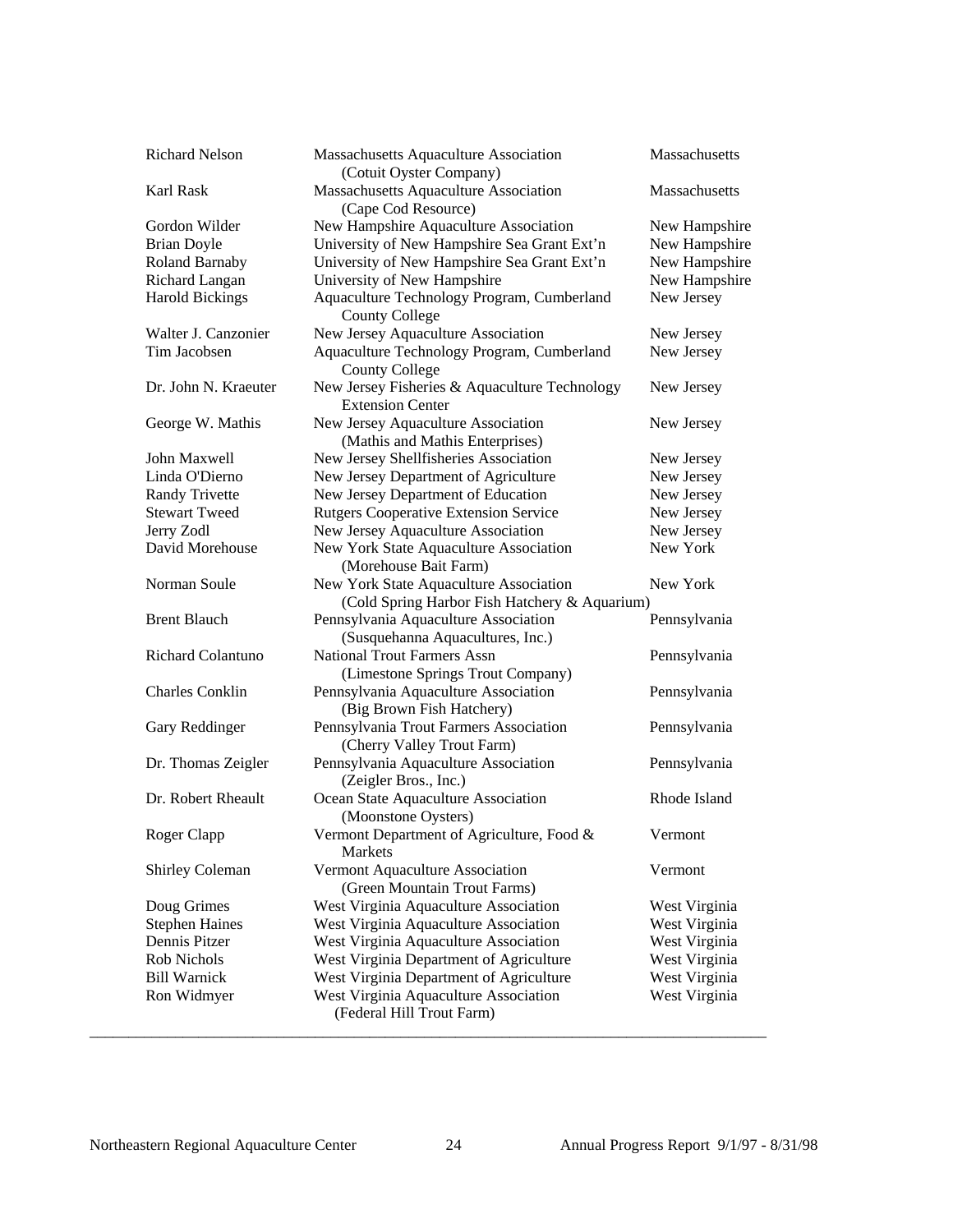| | | |
|---|---|---|
| Richard Nelson | Massachusetts Aquaculture Association (Cotuit Oyster Company) | Massachusetts |
| Karl Rask | Massachusetts Aquaculture Association (Cape Cod Resource) | Massachusetts |
| Gordon Wilder | New Hampshire Aquaculture Association | New Hampshire |
| Brian Doyle | University of New Hampshire Sea Grant Ext'n | New Hampshire |
| Roland Barnaby | University of New Hampshire Sea Grant Ext'n | New Hampshire |
| Richard Langan | University of New Hampshire | New Hampshire |
| Harold Bickings | Aquaculture Technology Program, Cumberland County College | New Jersey |
| Walter J. Canzonier | New Jersey Aquaculture Association | New Jersey |
| Tim Jacobsen | Aquaculture Technology Program, Cumberland County College | New Jersey |
| Dr. John N. Kraeuter | New Jersey Fisheries & Aquaculture Technology Extension Center | New Jersey |
| George W. Mathis | New Jersey Aquaculture Association (Mathis and Mathis Enterprises) | New Jersey |
| John Maxwell | New Jersey Shellfisheries Association | New Jersey |
| Linda O'Dierno | New Jersey Department of Agriculture | New Jersey |
| Randy Trivette | New Jersey Department of Education | New Jersey |
| Stewart Tweed | Rutgers Cooperative Extension Service | New Jersey |
| Jerry Zodl | New Jersey Aquaculture Association | New Jersey |
| David Morehouse | New York State Aquaculture Association (Morehouse Bait Farm) | New York |
| Norman Soule | New York State Aquaculture Association (Cold Spring Harbor Fish Hatchery & Aquarium) | New York |
| Brent Blauch | Pennsylvania Aquaculture Association (Susquehanna Aquacultures, Inc.) | Pennsylvania |
| Richard Colantuno | National Trout Farmers Assn (Limestone Springs Trout Company) | Pennsylvania |
| Charles Conklin | Pennsylvania Aquaculture Association (Big Brown Fish Hatchery) | Pennsylvania |
| Gary Reddinger | Pennsylvania Trout Farmers Association (Cherry Valley Trout Farm) | Pennsylvania |
| Dr. Thomas Zeigler | Pennsylvania Aquaculture Association (Zeigler Bros., Inc.) | Pennsylvania |
| Dr. Robert Rheault | Ocean State Aquaculture Association (Moonstone Oysters) | Rhode Island |
| Roger Clapp | Vermont Department of Agriculture, Food & Markets | Vermont |
| Shirley Coleman | Vermont Aquaculture Association (Green Mountain Trout Farms) | Vermont |
| Doug Grimes | West Virginia Aquaculture Association | West Virginia |
| Stephen Haines | West Virginia Aquaculture Association | West Virginia |
| Dennis Pitzer | West Virginia Aquaculture Association | West Virginia |
| Rob Nichols | West Virginia Department of Agriculture | West Virginia |
| Bill Warnick | West Virginia Department of Agriculture | West Virginia |
| Ron Widmyer | West Virginia Aquaculture Association (Federal Hill Trout Farm) | West Virginia |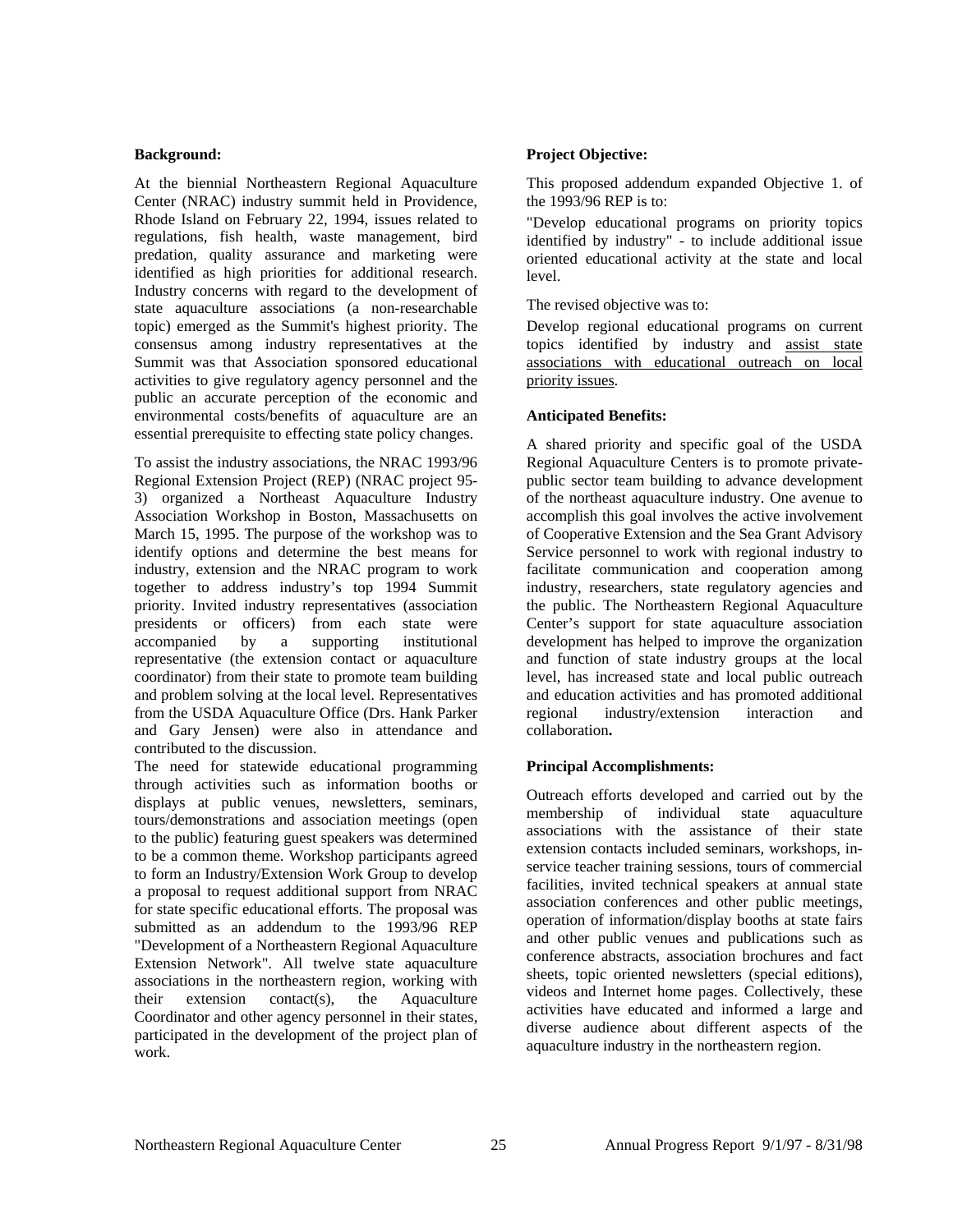**Background:**

At the biennial Northeastern Regional Aquaculture Center (NRAC) industry summit held in Providence, Rhode Island on February 22, 1994, issues related to regulations, fish health, waste management, bird predation, quality assurance and marketing were identified as high priorities for additional research. Industry concerns with regard to the development of state aquaculture associations (a non-researchable topic) emerged as the Summit's highest priority. The consensus among industry representatives at the Summit was that Association sponsored educational activities to give regulatory agency personnel and the public an accurate perception of the economic and environmental costs/benefits of aquaculture are an essential prerequisite to effecting state policy changes.

To assist the industry associations, the NRAC 1993/96 Regional Extension Project (REP) (NRAC project 95-3) organized a Northeast Aquaculture Industry Association Workshop in Boston, Massachusetts on March 15, 1995. The purpose of the workshop was to identify options and determine the best means for industry, extension and the NRAC program to work together to address industry's top 1994 Summit priority. Invited industry representatives (association presidents or officers) from each state were accompanied by a supporting institutional representative (the extension contact or aquaculture coordinator) from their state to promote team building and problem solving at the local level. Representatives from the USDA Aquaculture Office (Drs. Hank Parker and Gary Jensen) were also in attendance and contributed to the discussion.

The need for statewide educational programming through activities such as information booths or displays at public venues, newsletters, seminars, tours/demonstrations and association meetings (open to the public) featuring guest speakers was determined to be a common theme. Workshop participants agreed to form an Industry/Extension Work Group to develop a proposal to request additional support from NRAC for state specific educational efforts. The proposal was submitted as an addendum to the 1993/96 REP "Development of a Northeastern Regional Aquaculture Extension Network". All twelve state aquaculture associations in the northeastern region, working with their extension contact(s), the Aquaculture Coordinator and other agency personnel in their states, participated in the development of the project plan of work.

**Project Objective:**

This proposed addendum expanded Objective 1. of the 1993/96 REP is to:

"Develop educational programs on priority topics identified by industry" - to include additional issue oriented educational activity at the state and local level.

The revised objective was to:

Develop regional educational programs on current topics identified by industry and <u>assist state associations with educational outreach on local priority issues</u>.

**Anticipated Benefits:**

A shared priority and specific goal of the USDA Regional Aquaculture Centers is to promote private-public sector team building to advance development of the northeast aquaculture industry. One avenue to accomplish this goal involves the active involvement of Cooperative Extension and the Sea Grant Advisory Service personnel to work with regional industry to facilitate communication and cooperation among industry, researchers, state regulatory agencies and the public. The Northeastern Regional Aquaculture Center's support for state aquaculture association development has helped to improve the organization and function of state industry groups at the local level, has increased state and local public outreach and education activities and has promoted additional regional industry/extension interaction and collaboration**.**

**Principal Accomplishments:**

Outreach efforts developed and carried out by the membership of individual state aquaculture associations with the assistance of their state extension contacts included seminars, workshops, in-service teacher training sessions, tours of commercial facilities, invited technical speakers at annual state association conferences and other public meetings, operation of information/display booths at state fairs and other public venues and publications such as conference abstracts, association brochures and fact sheets, topic oriented newsletters (special editions), videos and Internet home pages. Collectively, these activities have educated and informed a large and diverse audience about different aspects of the aquaculture industry in the northeastern region.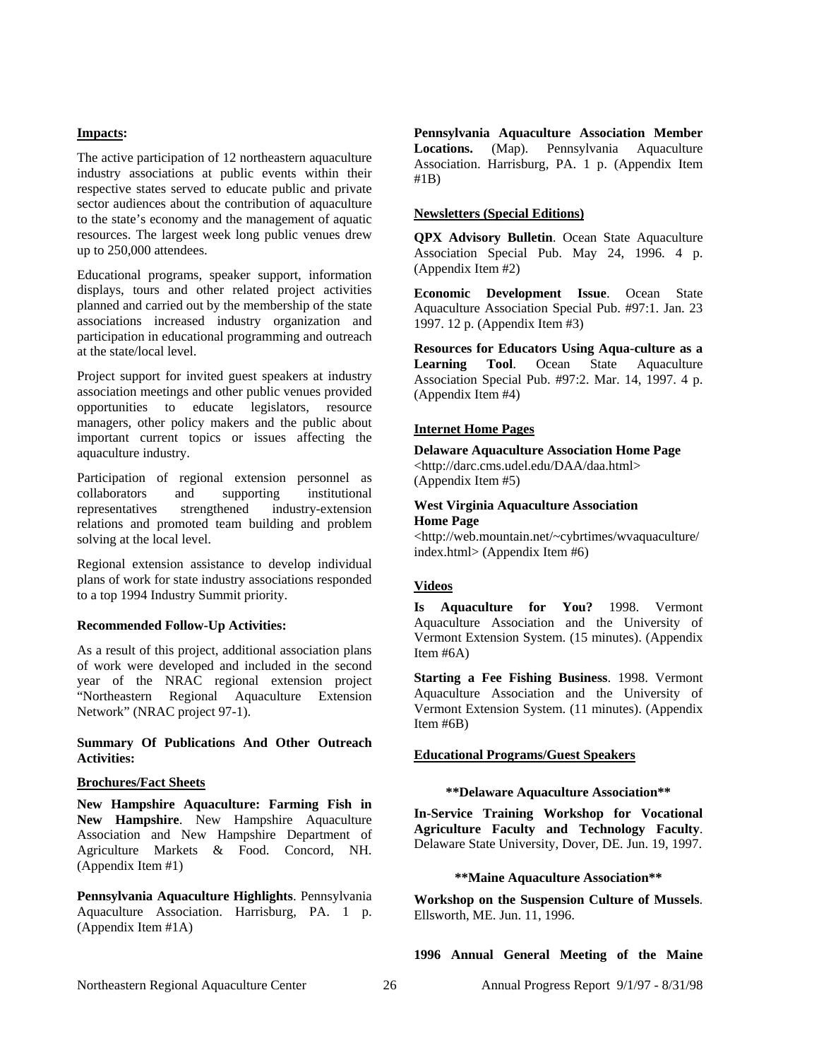**Impacts:**

The active participation of 12 northeastern aquaculture industry associations at public events within their respective states served to educate public and private sector audiences about the contribution of aquaculture to the state's economy and the management of aquatic resources. The largest week long public venues drew up to 250,000 attendees.

Educational programs, speaker support, information displays, tours and other related project activities planned and carried out by the membership of the state associations increased industry organization and participation in educational programming and outreach at the state/local level.

Project support for invited guest speakers at industry association meetings and other public venues provided opportunities to educate legislators, resource managers, other policy makers and the public about important current topics or issues affecting the aquaculture industry.

Participation of regional extension personnel as collaborators and supporting institutional representatives strengthened industry-extension relations and promoted team building and problem solving at the local level.

Regional extension assistance to develop individual plans of work for state industry associations responded to a top 1994 Industry Summit priority.

**Recommended Follow-Up Activities:**

As a result of this project, additional association plans of work were developed and included in the second year of the NRAC regional extension project "Northeastern Regional Aquaculture Extension Network" (NRAC project 97-1).

**Summary Of Publications And Other Outreach Activities:**

**Brochures/Fact Sheets**

**New Hampshire Aquaculture: Farming Fish in New Hampshire**. New Hampshire Aquaculture Association and New Hampshire Department of Agriculture Markets & Food. Concord, NH. (Appendix Item #1)

**Pennsylvania Aquaculture Highlights**. Pennsylvania Aquaculture Association. Harrisburg, PA. 1 p. (Appendix Item #1A)

**Pennsylvania Aquaculture Association Member Locations.** (Map). Pennsylvania Aquaculture Association. Harrisburg, PA. 1 p. (Appendix Item #1B)

**Newsletters (Special Editions)**

**QPX Advisory Bulletin**. Ocean State Aquaculture Association Special Pub. May 24, 1996. 4 p. (Appendix Item #2)

**Economic Development Issue**. Ocean State Aquaculture Association Special Pub. #97:1. Jan. 23 1997. 12 p. (Appendix Item #3)

**Resources for Educators Using Aqua-culture as a Learning Tool**. Ocean State Aquaculture Association Special Pub. #97:2. Mar. 14, 1997. 4 p. (Appendix Item #4)

**Internet Home Pages**

**Delaware Aquaculture Association Home Page**
<http://darc.cms.udel.edu/DAA/daa.html> (Appendix Item #5)

**West Virginia Aquaculture Association Home Page**
<http://web.mountain.net/~cybrtimes/wvaquaculture/index.html> (Appendix Item #6)

**Videos**

**Is Aquaculture for You?** 1998. Vermont Aquaculture Association and the University of Vermont Extension System. (15 minutes). (Appendix Item #6A)

**Starting a Fee Fishing Business**. 1998. Vermont Aquaculture Association and the University of Vermont Extension System. (11 minutes). (Appendix Item #6B)

**Educational Programs/Guest Speakers**

**\*\*Delaware Aquaculture Association\*\***

**In-Service Training Workshop for Vocational Agriculture Faculty and Technology Faculty**. Delaware State University, Dover, DE. Jun. 19, 1997.

**\*\*Maine Aquaculture Association\*\***

**Workshop on the Suspension Culture of Mussels**. Ellsworth, ME. Jun. 11, 1996.

**1996 Annual General Meeting of the Maine**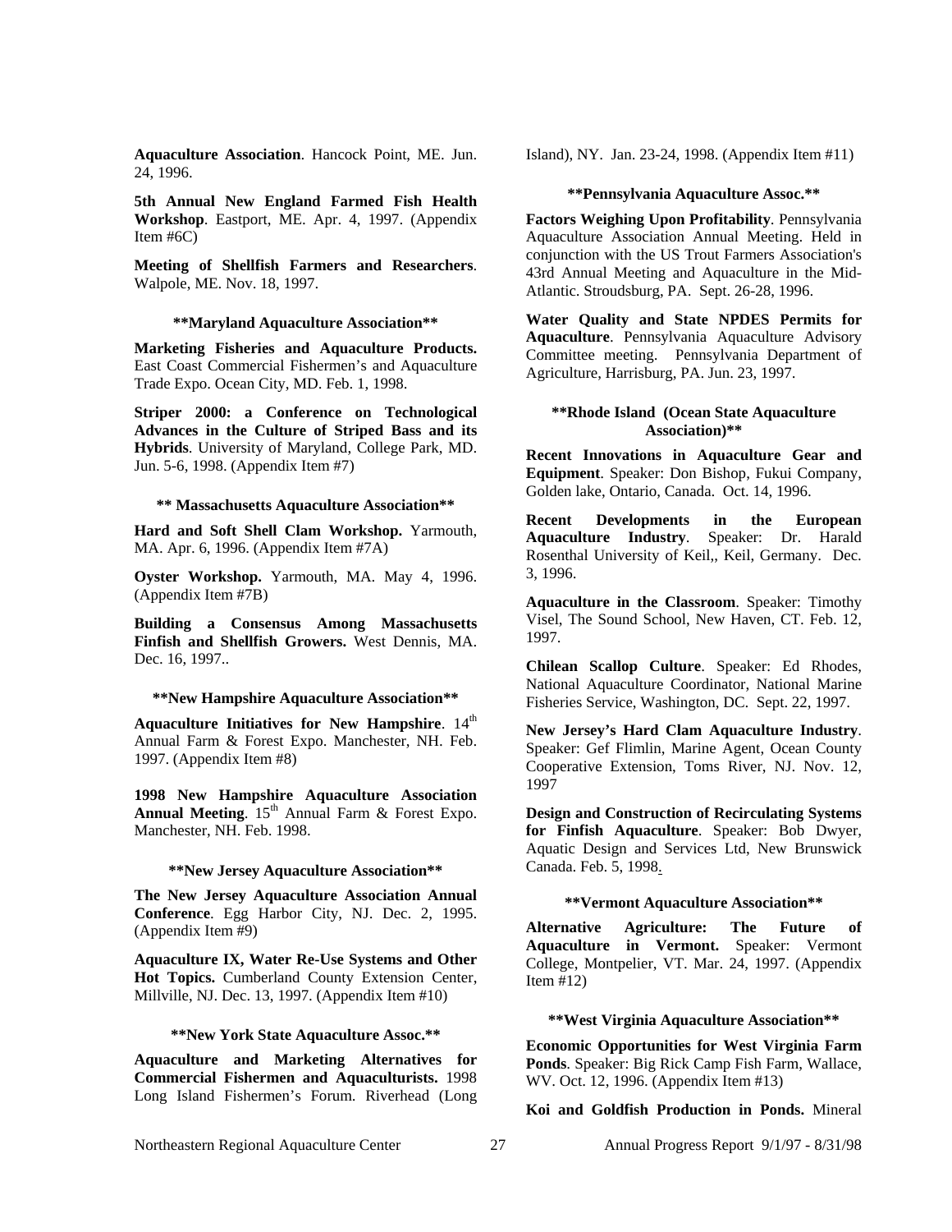**Aquaculture Association**. Hancock Point, ME. Jun. 24, 1996.

**5th Annual New England Farmed Fish Health Workshop**. Eastport, ME. Apr. 4, 1997. (Appendix Item #6C)

**Meeting of Shellfish Farmers and Researchers**. Walpole, ME. Nov. 18, 1997.

**\*\*Maryland Aquaculture Association\*\***

**Marketing Fisheries and Aquaculture Products.** East Coast Commercial Fishermen's and Aquaculture Trade Expo. Ocean City, MD. Feb. 1, 1998.

**Striper 2000: a Conference on Technological Advances in the Culture of Striped Bass and its Hybrids**. University of Maryland, College Park, MD. Jun. 5-6, 1998. (Appendix Item #7)

**\*\* Massachusetts Aquaculture Association\*\***

**Hard and Soft Shell Clam Workshop.** Yarmouth, MA. Apr. 6, 1996. (Appendix Item #7A)

**Oyster Workshop.** Yarmouth, MA. May 4, 1996. (Appendix Item #7B)

**Building a Consensus Among Massachusetts Finfish and Shellfish Growers.** West Dennis, MA. Dec. 16, 1997..

**\*\*New Hampshire Aquaculture Association\*\***

**Aquaculture Initiatives for New Hampshire**. 14th Annual Farm & Forest Expo. Manchester, NH. Feb. 1997. (Appendix Item #8)

**1998 New Hampshire Aquaculture Association Annual Meeting**. 15th Annual Farm & Forest Expo. Manchester, NH. Feb. 1998.

**\*\*New Jersey Aquaculture Association\*\***

**The New Jersey Aquaculture Association Annual Conference**. Egg Harbor City, NJ. Dec. 2, 1995. (Appendix Item #9)

**Aquaculture IX, Water Re-Use Systems and Other Hot Topics.** Cumberland County Extension Center, Millville, NJ. Dec. 13, 1997. (Appendix Item #10)

**\*\*New York State Aquaculture Assoc.\*\***

**Aquaculture and Marketing Alternatives for Commercial Fishermen and Aquaculturists.** 1998 Long Island Fishermen's Forum. Riverhead (Long Island), NY. Jan. 23-24, 1998. (Appendix Item #11)

**\*\*Pennsylvania Aquaculture Assoc.\*\***

**Factors Weighing Upon Profitability**. Pennsylvania Aquaculture Association Annual Meeting. Held in conjunction with the US Trout Farmers Association's 43rd Annual Meeting and Aquaculture in the Mid-Atlantic. Stroudsburg, PA. Sept. 26-28, 1996.

**Water Quality and State NPDES Permits for Aquaculture**. Pennsylvania Aquaculture Advisory Committee meeting. Pennsylvania Department of Agriculture, Harrisburg, PA. Jun. 23, 1997.

**\*\*Rhode Island (Ocean State Aquaculture Association)\*\***

**Recent Innovations in Aquaculture Gear and Equipment**. Speaker: Don Bishop, Fukui Company, Golden lake, Ontario, Canada. Oct. 14, 1996.

**Recent Developments in the European Aquaculture Industry**. Speaker: Dr. Harald Rosenthal University of Keil,, Keil, Germany. Dec. 3, 1996.

**Aquaculture in the Classroom**. Speaker: Timothy Visel, The Sound School, New Haven, CT. Feb. 12, 1997.

**Chilean Scallop Culture**. Speaker: Ed Rhodes, National Aquaculture Coordinator, National Marine Fisheries Service, Washington, DC. Sept. 22, 1997.

**New Jersey's Hard Clam Aquaculture Industry**. Speaker: Gef Flimlin, Marine Agent, Ocean County Cooperative Extension, Toms River, NJ. Nov. 12, 1997

**Design and Construction of Recirculating Systems for Finfish Aquaculture**. Speaker: Bob Dwyer, Aquatic Design and Services Ltd, New Brunswick Canada. Feb. 5, 1998.

**\*\*Vermont Aquaculture Association\*\***

**Alternative Agriculture: The Future of Aquaculture in Vermont.** Speaker: Vermont College, Montpelier, VT. Mar. 24, 1997. (Appendix Item #12)

**\*\*West Virginia Aquaculture Association\*\***

**Economic Opportunities for West Virginia Farm Ponds**. Speaker: Big Rick Camp Fish Farm, Wallace, WV. Oct. 12, 1996. (Appendix Item #13)

**Koi and Goldfish Production in Ponds.** Mineral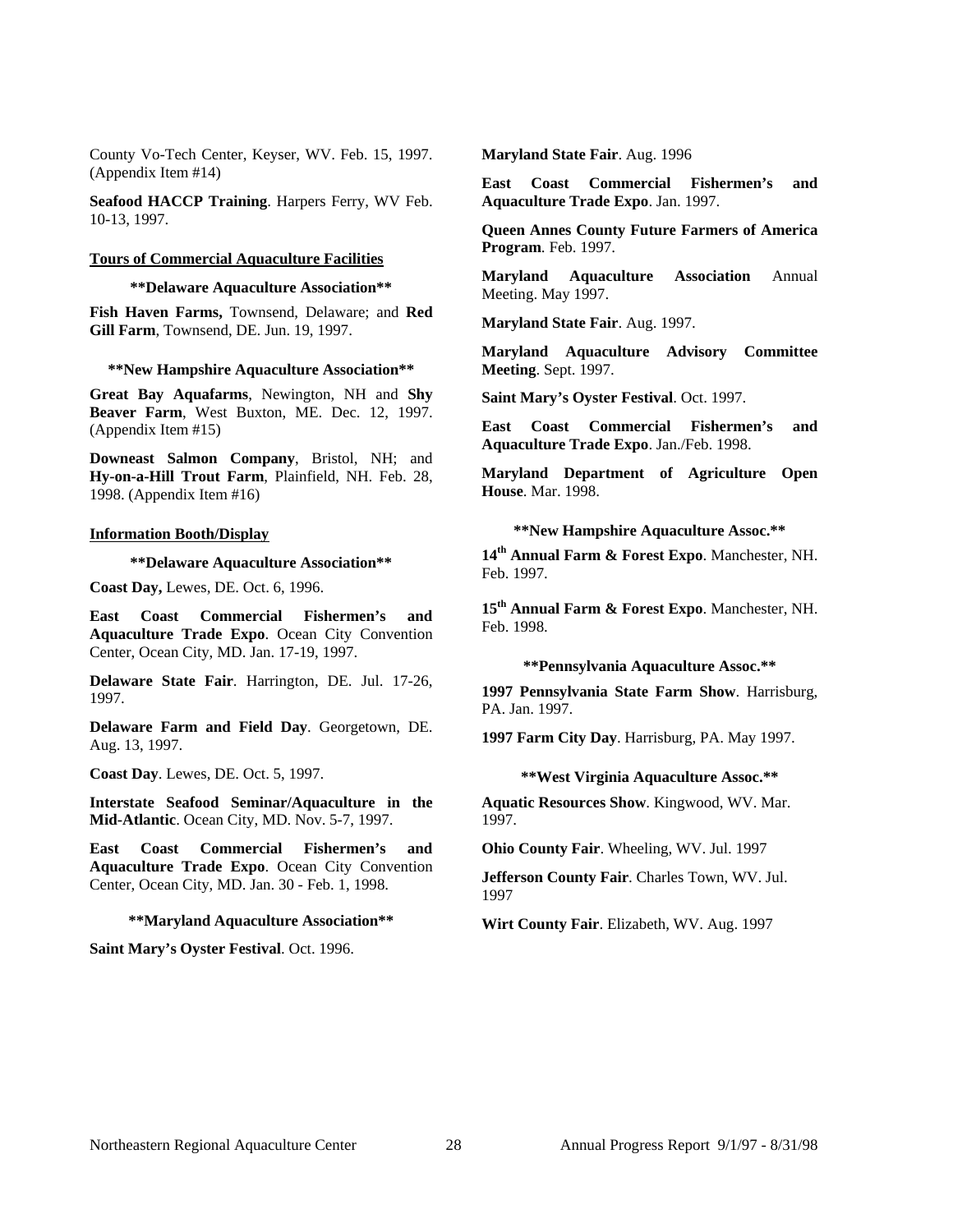County Vo-Tech Center, Keyser, WV. Feb. 15, 1997. (Appendix Item #14)

**Seafood HACCP Training**. Harpers Ferry, WV Feb. 10-13, 1997.

**Tours of Commercial Aquaculture Facilities**

**\*\*Delaware Aquaculture Association\*\***

**Fish Haven Farms,** Townsend, Delaware; and **Red Gill Farm**, Townsend, DE. Jun. 19, 1997.

**\*\*New Hampshire Aquaculture Association\*\***

**Great Bay Aquafarms**, Newington, NH and **Shy Beaver Farm**, West Buxton, ME. Dec. 12, 1997. (Appendix Item #15)

**Downeast Salmon Company**, Bristol, NH; and **Hy-on-a-Hill Trout Farm**, Plainfield, NH. Feb. 28, 1998. (Appendix Item #16)

**Information Booth/Display**

**\*\*Delaware Aquaculture Association\*\***

**Coast Day,** Lewes, DE. Oct. 6, 1996.

**East Coast Commercial Fishermen's and Aquaculture Trade Expo**. Ocean City Convention Center, Ocean City, MD. Jan. 17-19, 1997.

**Delaware State Fair**. Harrington, DE. Jul. 17-26, 1997.

**Delaware Farm and Field Day**. Georgetown, DE. Aug. 13, 1997.

**Coast Day**. Lewes, DE. Oct. 5, 1997.

**Interstate Seafood Seminar/Aquaculture in the Mid-Atlantic**. Ocean City, MD. Nov. 5-7, 1997.

**East Coast Commercial Fishermen's and Aquaculture Trade Expo**. Ocean City Convention Center, Ocean City, MD. Jan. 30 - Feb. 1, 1998.

**\*\*Maryland Aquaculture Association\*\***

**Saint Mary's Oyster Festival**. Oct. 1996.

**Maryland State Fair**. Aug. 1996

**East Coast Commercial Fishermen's and Aquaculture Trade Expo**. Jan. 1997.

**Queen Annes County Future Farmers of America Program**. Feb. 1997.

**Maryland Aquaculture Association** Annual Meeting. May 1997.

**Maryland State Fair**. Aug. 1997.

**Maryland Aquaculture Advisory Committee Meeting**. Sept. 1997.

**Saint Mary's Oyster Festival**. Oct. 1997.

**East Coast Commercial Fishermen's and Aquaculture Trade Expo**. Jan./Feb. 1998.

**Maryland Department of Agriculture Open House**. Mar. 1998.

**\*\*New Hampshire Aquaculture Assoc.\*\***

**14th Annual Farm & Forest Expo**. Manchester, NH. Feb. 1997.

**15th Annual Farm & Forest Expo**. Manchester, NH. Feb. 1998.

**\*\*Pennsylvania Aquaculture Assoc.\*\***

**1997 Pennsylvania State Farm Show**. Harrisburg, PA. Jan. 1997.

**1997 Farm City Day**. Harrisburg, PA. May 1997.

**\*\*West Virginia Aquaculture Assoc.\*\***

**Aquatic Resources Show**. Kingwood, WV. Mar. 1997.

**Ohio County Fair**. Wheeling, WV. Jul. 1997

**Jefferson County Fair**. Charles Town, WV. Jul. 1997

**Wirt County Fair**. Elizabeth, WV. Aug. 1997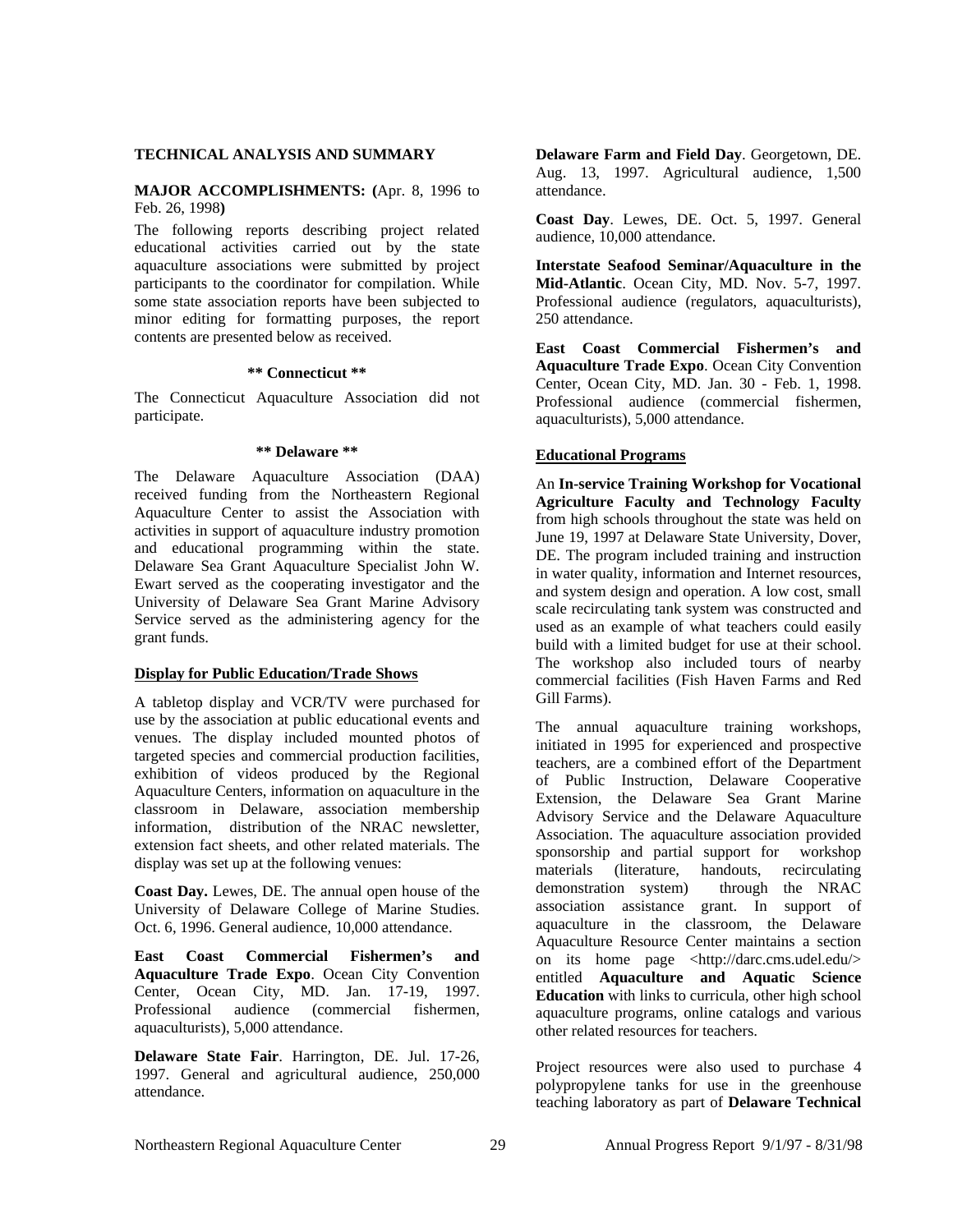## TECHNICAL ANALYSIS AND SUMMARY

**MAJOR ACCOMPLISHMENTS: (**Apr. 8, 1996 to Feb. 26, 1998**)**

The following reports describing project related educational activities carried out by the state aquaculture associations were submitted by project participants to the coordinator for compilation. While some state association reports have been subjected to minor editing for formatting purposes, the report contents are presented below as received.

**\*\* Connecticut \*\***

The Connecticut Aquaculture Association did not participate.

**\*\* Delaware \*\***

The Delaware Aquaculture Association (DAA) received funding from the Northeastern Regional Aquaculture Center to assist the Association with activities in support of aquaculture industry promotion and educational programming within the state. Delaware Sea Grant Aquaculture Specialist John W. Ewart served as the cooperating investigator and the University of Delaware Sea Grant Marine Advisory Service served as the administering agency for the grant funds.

**Display for Public Education/Trade Shows**

A tabletop display and VCR/TV were purchased for use by the association at public educational events and venues. The display included mounted photos of targeted species and commercial production facilities, exhibition of videos produced by the Regional Aquaculture Centers, information on aquaculture in the classroom in Delaware, association membership information, distribution of the NRAC newsletter, extension fact sheets, and other related materials. The display was set up at the following venues:

**Coast Day.** Lewes, DE. The annual open house of the University of Delaware College of Marine Studies. Oct. 6, 1996. General audience, 10,000 attendance.

**East Coast Commercial Fishermen's and Aquaculture Trade Expo**. Ocean City Convention Center, Ocean City, MD. Jan. 17-19, 1997. Professional audience (commercial fishermen, aquaculturists), 5,000 attendance.

**Delaware State Fair**. Harrington, DE. Jul. 17-26, 1997. General and agricultural audience, 250,000 attendance.

**Delaware Farm and Field Day**. Georgetown, DE. Aug. 13, 1997. Agricultural audience, 1,500 attendance.

**Coast Day**. Lewes, DE. Oct. 5, 1997. General audience, 10,000 attendance.

**Interstate Seafood Seminar/Aquaculture in the Mid-Atlantic**. Ocean City, MD. Nov. 5-7, 1997. Professional audience (regulators, aquaculturists), 250 attendance.

**East Coast Commercial Fishermen's and Aquaculture Trade Expo**. Ocean City Convention Center, Ocean City, MD. Jan. 30 - Feb. 1, 1998. Professional audience (commercial fishermen, aquaculturists), 5,000 attendance.

**Educational Programs**

An **In-service Training Workshop for Vocational Agriculture Faculty and Technology Faculty** from high schools throughout the state was held on June 19, 1997 at Delaware State University, Dover, DE. The program included training and instruction in water quality, information and Internet resources, and system design and operation. A low cost, small scale recirculating tank system was constructed and used as an example of what teachers could easily build with a limited budget for use at their school. The workshop also included tours of nearby commercial facilities (Fish Haven Farms and Red Gill Farms).

The annual aquaculture training workshops, initiated in 1995 for experienced and prospective teachers, are a combined effort of the Department of Public Instruction, Delaware Cooperative Extension, the Delaware Sea Grant Marine Advisory Service and the Delaware Aquaculture Association. The aquaculture association provided sponsorship and partial support for workshop materials (literature, handouts, recirculating demonstration system) through the NRAC association assistance grant. In support of aquaculture in the classroom, the Delaware Aquaculture Resource Center maintains a section on its home page <http://darc.cms.udel.edu/> entitled **Aquaculture and Aquatic Science Education** with links to curricula, other high school aquaculture programs, online catalogs and various other related resources for teachers.

Project resources were also used to purchase 4 polypropylene tanks for use in the greenhouse teaching laboratory as part of **Delaware Technical**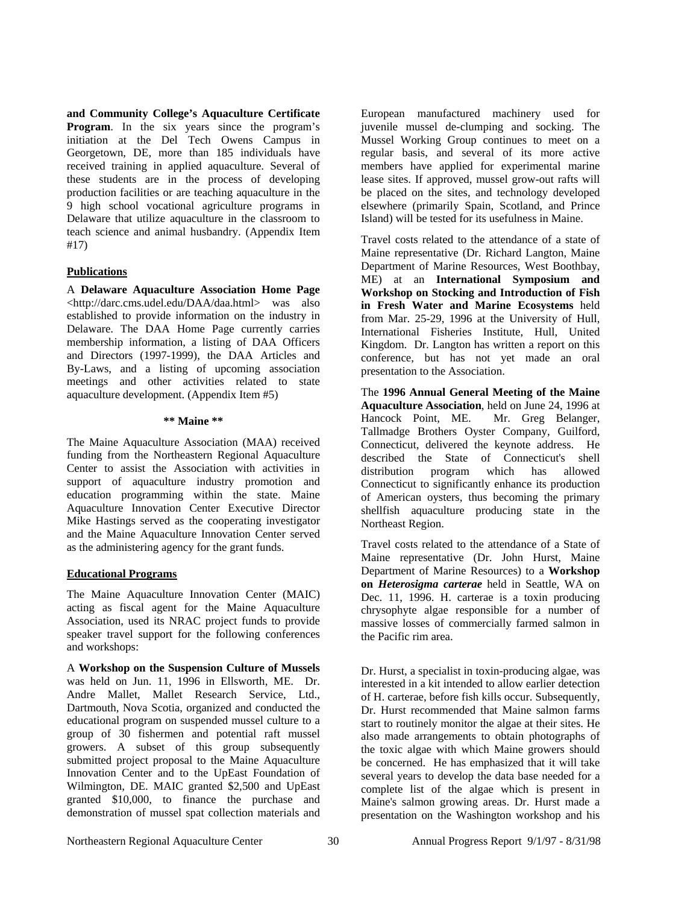**and Community College's Aquaculture Certificate Program**. In the six years since the program's initiation at the Del Tech Owens Campus in Georgetown, DE, more than 185 individuals have received training in applied aquaculture. Several of these students are in the process of developing production facilities or are teaching aquaculture in the 9 high school vocational agriculture programs in Delaware that utilize aquaculture in the classroom to teach science and animal husbandry. (Appendix Item #17)

**Publications**

A **Delaware Aquaculture Association Home Page** <http://darc.cms.udel.edu/DAA/daa.html> was also established to provide information on the industry in Delaware. The DAA Home Page currently carries membership information, a listing of DAA Officers and Directors (1997-1999), the DAA Articles and By-Laws, and a listing of upcoming association meetings and other activities related to state aquaculture development. (Appendix Item #5)

**\*\* Maine \*\***

The Maine Aquaculture Association (MAA) received funding from the Northeastern Regional Aquaculture Center to assist the Association with activities in support of aquaculture industry promotion and education programming within the state. Maine Aquaculture Innovation Center Executive Director Mike Hastings served as the cooperating investigator and the Maine Aquaculture Innovation Center served as the administering agency for the grant funds.

**Educational Programs**

The Maine Aquaculture Innovation Center (MAIC) acting as fiscal agent for the Maine Aquaculture Association, used its NRAC project funds to provide speaker travel support for the following conferences and workshops:

A **Workshop on the Suspension Culture of Mussels** was held on Jun. 11, 1996 in Ellsworth, ME. Dr. Andre Mallet, Mallet Research Service, Ltd., Dartmouth, Nova Scotia, organized and conducted the educational program on suspended mussel culture to a group of 30 fishermen and potential raft mussel growers. A subset of this group subsequently submitted project proposal to the Maine Aquaculture Innovation Center and to the UpEast Foundation of Wilmington, DE. MAIC granted $2,500 and UpEast granted $10,000, to finance the purchase and demonstration of mussel spat collection materials and European manufactured machinery used for juvenile mussel de-clumping and socking. The Mussel Working Group continues to meet on a regular basis, and several of its more active members have applied for experimental marine lease sites. If approved, mussel grow-out rafts will be placed on the sites, and technology developed elsewhere (primarily Spain, Scotland, and Prince Island) will be tested for its usefulness in Maine.

Travel costs related to the attendance of a state of Maine representative (Dr. Richard Langton, Maine Department of Marine Resources, West Boothbay, ME) at an **International Symposium and Workshop on Stocking and Introduction of Fish in Fresh Water and Marine Ecosystems** held from Mar. 25-29, 1996 at the University of Hull, International Fisheries Institute, Hull, United Kingdom. Dr. Langton has written a report on this conference, but has not yet made an oral presentation to the Association.

The **1996 Annual General Meeting of the Maine Aquaculture Association**, held on June 24, 1996 at Hancock Point, ME. Mr. Greg Belanger, Tallmadge Brothers Oyster Company, Guilford, Connecticut, delivered the keynote address. He described the State of Connecticut's shell distribution program which has allowed Connecticut to significantly enhance its production of American oysters, thus becoming the primary shellfish aquaculture producing state in the Northeast Region.

Travel costs related to the attendance of a State of Maine representative (Dr. John Hurst, Maine Department of Marine Resources) to a **Workshop on *Heterosigma carterae*** held in Seattle, WA on Dec. 11, 1996. H. carterae is a toxin producing chrysophyte algae responsible for a number of massive losses of commercially farmed salmon in the Pacific rim area.

Dr. Hurst, a specialist in toxin-producing algae, was interested in a kit intended to allow earlier detection of H. carterae, before fish kills occur. Subsequently, Dr. Hurst recommended that Maine salmon farms start to routinely monitor the algae at their sites. He also made arrangements to obtain photographs of the toxic algae with which Maine growers should be concerned. He has emphasized that it will take several years to develop the data base needed for a complete list of the algae which is present in Maine's salmon growing areas. Dr. Hurst made a presentation on the Washington workshop and his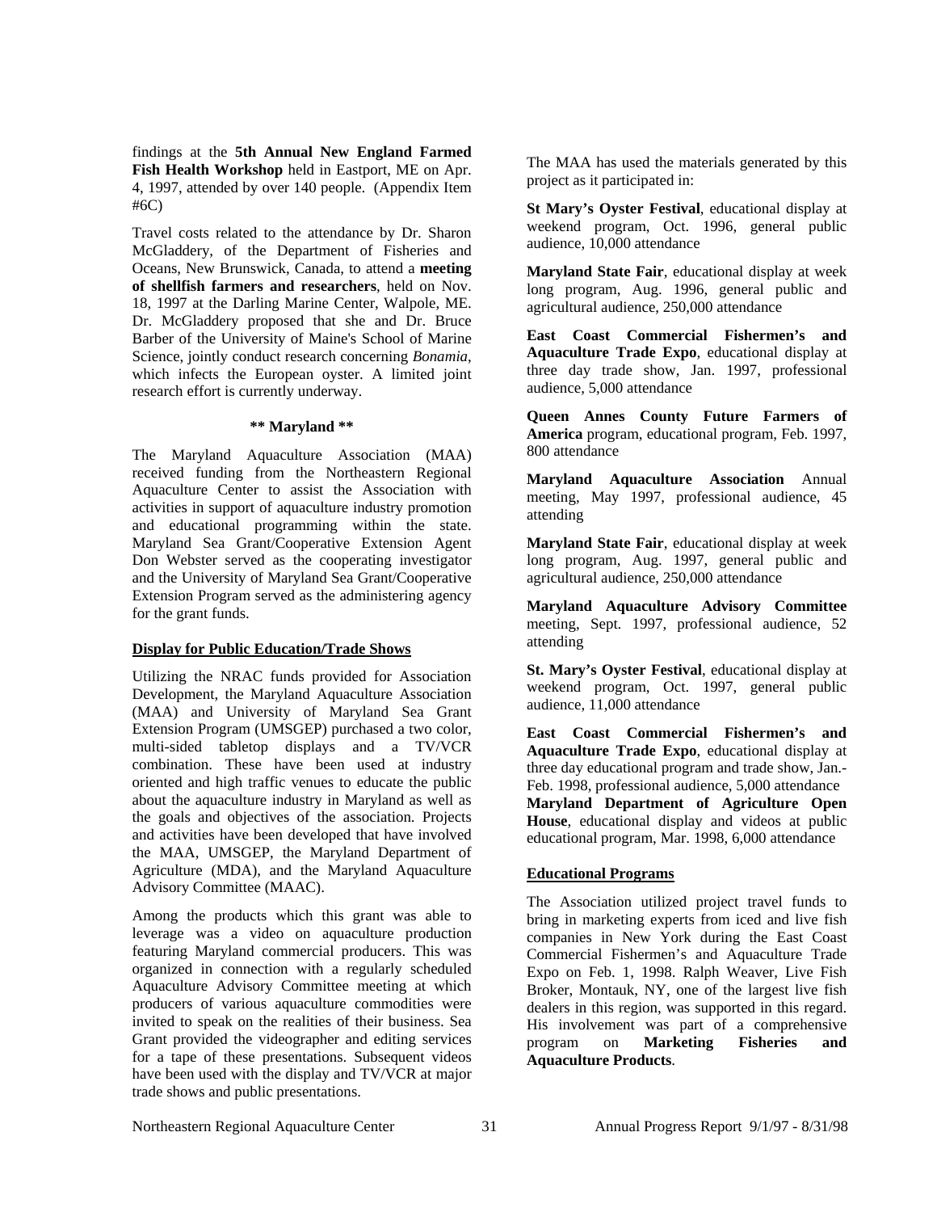findings at the **5th Annual New England Farmed Fish Health Workshop** held in Eastport, ME on Apr. 4, 1997, attended by over 140 people. (Appendix Item #6C)

Travel costs related to the attendance by Dr. Sharon McGladdery, of the Department of Fisheries and Oceans, New Brunswick, Canada, to attend a **meeting of shellfish farmers and researchers**, held on Nov. 18, 1997 at the Darling Marine Center, Walpole, ME. Dr. McGladdery proposed that she and Dr. Bruce Barber of the University of Maine's School of Marine Science, jointly conduct research concerning *Bonamia*, which infects the European oyster. A limited joint research effort is currently underway.

**** Maryland ****

The Maryland Aquaculture Association (MAA) received funding from the Northeastern Regional Aquaculture Center to assist the Association with activities in support of aquaculture industry promotion and educational programming within the state. Maryland Sea Grant/Cooperative Extension Agent Don Webster served as the cooperating investigator and the University of Maryland Sea Grant/Cooperative Extension Program served as the administering agency for the grant funds.

**Display for Public Education/Trade Shows**

Utilizing the NRAC funds provided for Association Development, the Maryland Aquaculture Association (MAA) and University of Maryland Sea Grant Extension Program (UMSGEP) purchased a two color, multi-sided tabletop displays and a TV/VCR combination. These have been used at industry oriented and high traffic venues to educate the public about the aquaculture industry in Maryland as well as the goals and objectives of the association. Projects and activities have been developed that have involved the MAA, UMSGEP, the Maryland Department of Agriculture (MDA), and the Maryland Aquaculture Advisory Committee (MAAC).

Among the products which this grant was able to leverage was a video on aquaculture production featuring Maryland commercial producers. This was organized in connection with a regularly scheduled Aquaculture Advisory Committee meeting at which producers of various aquaculture commodities were invited to speak on the realities of their business. Sea Grant provided the videographer and editing services for a tape of these presentations. Subsequent videos have been used with the display and TV/VCR at major trade shows and public presentations.

The MAA has used the materials generated by this project as it participated in:

**St Mary's Oyster Festival**, educational display at weekend program, Oct. 1996, general public audience, 10,000 attendance

**Maryland State Fair**, educational display at week long program, Aug. 1996, general public and agricultural audience, 250,000 attendance

**East Coast Commercial Fishermen's and Aquaculture Trade Expo**, educational display at three day trade show, Jan. 1997, professional audience, 5,000 attendance

**Queen Annes County Future Farmers of America** program, educational program, Feb. 1997, 800 attendance

**Maryland Aquaculture Association** Annual meeting, May 1997, professional audience, 45 attending

**Maryland State Fair**, educational display at week long program, Aug. 1997, general public and agricultural audience, 250,000 attendance

**Maryland Aquaculture Advisory Committee** meeting, Sept. 1997, professional audience, 52 attending

**St. Mary's Oyster Festival**, educational display at weekend program, Oct. 1997, general public audience, 11,000 attendance

**East Coast Commercial Fishermen's and Aquaculture Trade Expo**, educational display at three day educational program and trade show, Jan.-Feb. 1998, professional audience, 5,000 attendance

**Maryland Department of Agriculture Open House**, educational display and videos at public educational program, Mar. 1998, 6,000 attendance

**Educational Programs**

The Association utilized project travel funds to bring in marketing experts from iced and live fish companies in New York during the East Coast Commercial Fishermen's and Aquaculture Trade Expo on Feb. 1, 1998. Ralph Weaver, Live Fish Broker, Montauk, NY, one of the largest live fish dealers in this region, was supported in this regard. His involvement was part of a comprehensive program on **Marketing Fisheries and Aquaculture Products**.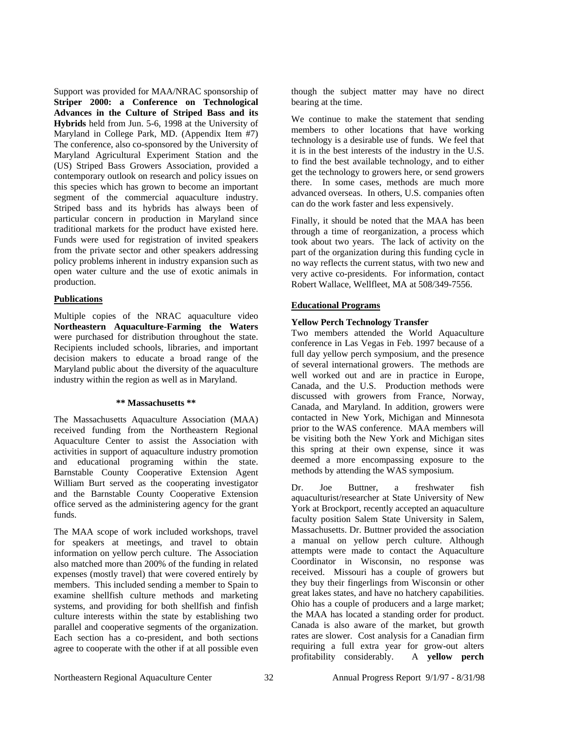Support was provided for MAA/NRAC sponsorship of **Striper 2000: a Conference on Technological Advances in the Culture of Striped Bass and its Hybrids** held from Jun. 5-6, 1998 at the University of Maryland in College Park, MD. (Appendix Item #7) The conference, also co-sponsored by the University of Maryland Agricultural Experiment Station and the (US) Striped Bass Growers Association, provided a contemporary outlook on research and policy issues on this species which has grown to become an important segment of the commercial aquaculture industry. Striped bass and its hybrids has always been of particular concern in production in Maryland since traditional markets for the product have existed here. Funds were used for registration of invited speakers from the private sector and other speakers addressing policy problems inherent in industry expansion such as open water culture and the use of exotic animals in production.

## Publications

Multiple copies of the NRAC aquaculture video **Northeastern Aquaculture-Farming the Waters** were purchased for distribution throughout the state. Recipients included schools, libraries, and important decision makers to educate a broad range of the Maryland public about the diversity of the aquaculture industry within the region as well as in Maryland.

## ** Massachusetts **

The Massachusetts Aquaculture Association (MAA) received funding from the Northeastern Regional Aquaculture Center to assist the Association with activities in support of aquaculture industry promotion and educational programing within the state. Barnstable County Cooperative Extension Agent William Burt served as the cooperating investigator and the Barnstable County Cooperative Extension office served as the administering agency for the grant funds.

The MAA scope of work included workshops, travel for speakers at meetings, and travel to obtain information on yellow perch culture. The Association also matched more than 200% of the funding in related expenses (mostly travel) that were covered entirely by members. This included sending a member to Spain to examine shellfish culture methods and marketing systems, and providing for both shellfish and finfish culture interests within the state by establishing two parallel and cooperative segments of the organization. Each section has a co-president, and both sections agree to cooperate with the other if at all possible even though the subject matter may have no direct bearing at the time.

We continue to make the statement that sending members to other locations that have working technology is a desirable use of funds. We feel that it is in the best interests of the industry in the U.S. to find the best available technology, and to either get the technology to growers here, or send growers there. In some cases, methods are much more advanced overseas. In others, U.S. companies often can do the work faster and less expensively.

Finally, it should be noted that the MAA has been through a time of reorganization, a process which took about two years. The lack of activity on the part of the organization during this funding cycle in no way reflects the current status, with two new and very active co-presidents. For information, contact Robert Wallace, Wellfleet, MA at 508/349-7556.

## Educational Programs

### Yellow Perch Technology Transfer

Two members attended the World Aquaculture conference in Las Vegas in Feb. 1997 because of a full day yellow perch symposium, and the presence of several international growers. The methods are well worked out and are in practice in Europe, Canada, and the U.S. Production methods were discussed with growers from France, Norway, Canada, and Maryland. In addition, growers were contacted in New York, Michigan and Minnesota prior to the WAS conference. MAA members will be visiting both the New York and Michigan sites this spring at their own expense, since it was deemed a more encompassing exposure to the methods by attending the WAS symposium.

Dr. Joe Buttner, a freshwater fish aquaculturist/researcher at State University of New York at Brockport, recently accepted an aquaculture faculty position Salem State University in Salem, Massachusetts. Dr. Buttner provided the association a manual on yellow perch culture. Although attempts were made to contact the Aquaculture Coordinator in Wisconsin, no response was received. Missouri has a couple of growers but they buy their fingerlings from Wisconsin or other great lakes states, and have no hatchery capabilities. Ohio has a couple of producers and a large market; the MAA has located a standing order for product. Canada is also aware of the market, but growth rates are slower. Cost analysis for a Canadian firm requiring a full extra year for grow-out alters profitability considerably. A **yellow perch**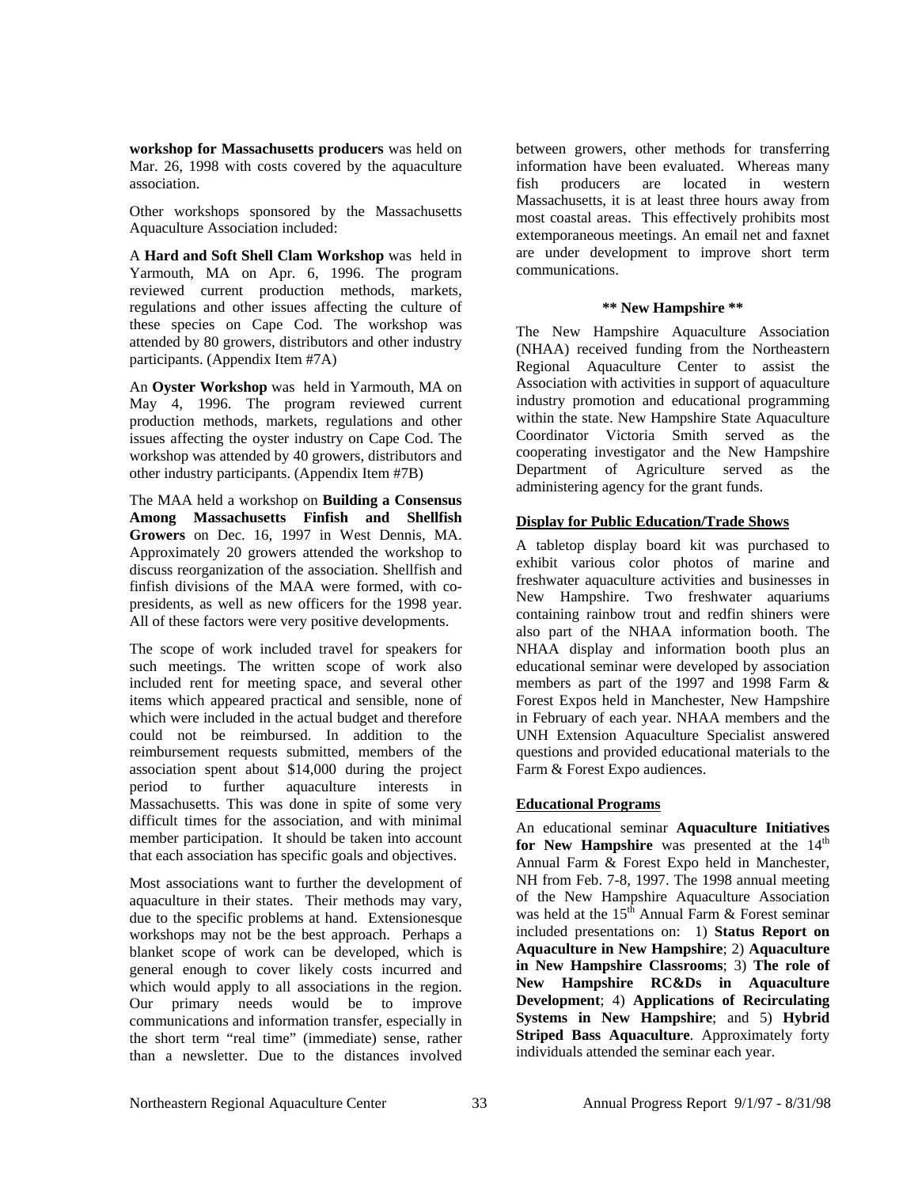**workshop for Massachusetts producers** was held on Mar. 26, 1998 with costs covered by the aquaculture association.

Other workshops sponsored by the Massachusetts Aquaculture Association included:

A **Hard and Soft Shell Clam Workshop** was held in Yarmouth, MA on Apr. 6, 1996. The program reviewed current production methods, markets, regulations and other issues affecting the culture of these species on Cape Cod. The workshop was attended by 80 growers, distributors and other industry participants. (Appendix Item #7A)

An **Oyster Workshop** was held in Yarmouth, MA on May 4, 1996. The program reviewed current production methods, markets, regulations and other issues affecting the oyster industry on Cape Cod. The workshop was attended by 40 growers, distributors and other industry participants. (Appendix Item #7B)

The MAA held a workshop on **Building a Consensus Among Massachusetts Finfish and Shellfish Growers** on Dec. 16, 1997 in West Dennis, MA. Approximately 20 growers attended the workshop to discuss reorganization of the association. Shellfish and finfish divisions of the MAA were formed, with co-presidents, as well as new officers for the 1998 year. All of these factors were very positive developments.

The scope of work included travel for speakers for such meetings. The written scope of work also included rent for meeting space, and several other items which appeared practical and sensible, none of which were included in the actual budget and therefore could not be reimbursed. In addition to the reimbursement requests submitted, members of the association spent about $14,000 during the project period to further aquaculture interests in Massachusetts. This was done in spite of some very difficult times for the association, and with minimal member participation. It should be taken into account that each association has specific goals and objectives.

Most associations want to further the development of aquaculture in their states. Their methods may vary, due to the specific problems at hand. Extensionesque workshops may not be the best approach. Perhaps a blanket scope of work can be developed, which is general enough to cover likely costs incurred and which would apply to all associations in the region. Our primary needs would be to improve communications and information transfer, especially in the short term "real time" (immediate) sense, rather than a newsletter. Due to the distances involved between growers, other methods for transferring information have been evaluated. Whereas many fish producers are located in western Massachusetts, it is at least three hours away from most coastal areas. This effectively prohibits most extemporaneous meetings. An email net and faxnet are under development to improve short term communications.

**\*\* New Hampshire \*\***

The New Hampshire Aquaculture Association (NHAA) received funding from the Northeastern Regional Aquaculture Center to assist the Association with activities in support of aquaculture industry promotion and educational programming within the state. New Hampshire State Aquaculture Coordinator Victoria Smith served as the cooperating investigator and the New Hampshire Department of Agriculture served as the administering agency for the grant funds.

**Display for Public Education/Trade Shows**

A tabletop display board kit was purchased to exhibit various color photos of marine and freshwater aquaculture activities and businesses in New Hampshire. Two freshwater aquariums containing rainbow trout and redfin shiners were also part of the NHAA information booth. The NHAA display and information booth plus an educational seminar were developed by association members as part of the 1997 and 1998 Farm & Forest Expos held in Manchester, New Hampshire in February of each year. NHAA members and the UNH Extension Aquaculture Specialist answered questions and provided educational materials to the Farm & Forest Expo audiences.

**Educational Programs**

An educational seminar **Aquaculture Initiatives for New Hampshire** was presented at the 14th Annual Farm & Forest Expo held in Manchester, NH from Feb. 7-8, 1997. The 1998 annual meeting of the New Hampshire Aquaculture Association was held at the 15th Annual Farm & Forest seminar included presentations on: 1) **Status Report on Aquaculture in New Hampshire**; 2) **Aquaculture in New Hampshire Classrooms**; 3) **The role of New Hampshire RC&Ds in Aquaculture Development**; 4) **Applications of Recirculating Systems in New Hampshire**; and 5) **Hybrid Striped Bass Aquaculture**. Approximately forty individuals attended the seminar each year.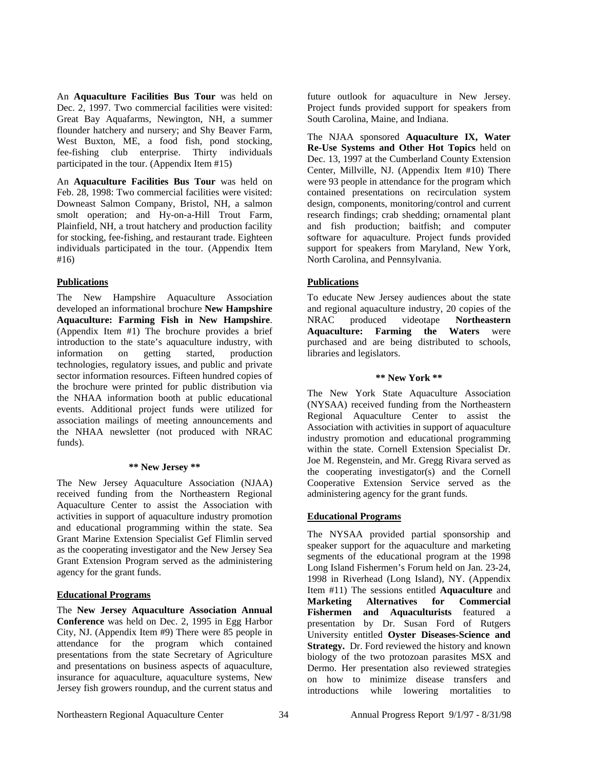An **Aquaculture Facilities Bus Tour** was held on Dec. 2, 1997. Two commercial facilities were visited: Great Bay Aquafarms, Newington, NH, a summer flounder hatchery and nursery; and Shy Beaver Farm, West Buxton, ME, a food fish, pond stocking, fee-fishing club enterprise. Thirty individuals participated in the tour. (Appendix Item #15)

An **Aquaculture Facilities Bus Tour** was held on Feb. 28, 1998: Two commercial facilities were visited: Downeast Salmon Company, Bristol, NH, a salmon smolt operation; and Hy-on-a-Hill Trout Farm, Plainfield, NH, a trout hatchery and production facility for stocking, fee-fishing, and restaurant trade. Eighteen individuals participated in the tour. (Appendix Item #16)

**Publications**

The New Hampshire Aquaculture Association developed an informational brochure **New Hampshire Aquaculture: Farming Fish in New Hampshire**. (Appendix Item #1) The brochure provides a brief introduction to the state's aquaculture industry, with information on getting started, production technologies, regulatory issues, and public and private sector information resources. Fifteen hundred copies of the brochure were printed for public distribution via the NHAA information booth at public educational events. Additional project funds were utilized for association mailings of meeting announcements and the NHAA newsletter (not produced with NRAC funds).

**\*\* New Jersey \*\***

The New Jersey Aquaculture Association (NJAA) received funding from the Northeastern Regional Aquaculture Center to assist the Association with activities in support of aquaculture industry promotion and educational programming within the state. Sea Grant Marine Extension Specialist Gef Flimlin served as the cooperating investigator and the New Jersey Sea Grant Extension Program served as the administering agency for the grant funds.

**Educational Programs**

The **New Jersey Aquaculture Association Annual Conference** was held on Dec. 2, 1995 in Egg Harbor City, NJ. (Appendix Item #9) There were 85 people in attendance for the program which contained presentations from the state Secretary of Agriculture and presentations on business aspects of aquaculture, insurance for aquaculture, aquaculture systems, New Jersey fish growers roundup, and the current status and future outlook for aquaculture in New Jersey. Project funds provided support for speakers from South Carolina, Maine, and Indiana.

The NJAA sponsored **Aquaculture IX, Water Re-Use Systems and Other Hot Topics** held on Dec. 13, 1997 at the Cumberland County Extension Center, Millville, NJ. (Appendix Item #10) There were 93 people in attendance for the program which contained presentations on recirculation system design, components, monitoring/control and current research findings; crab shedding; ornamental plant and fish production; baitfish; and computer software for aquaculture. Project funds provided support for speakers from Maryland, New York, North Carolina, and Pennsylvania.

**Publications**

To educate New Jersey audiences about the state and regional aquaculture industry, 20 copies of the NRAC produced videotape **Northeastern Aquaculture: Farming the Waters** were purchased and are being distributed to schools, libraries and legislators.

**\*\* New York \*\***

The New York State Aquaculture Association (NYSAA) received funding from the Northeastern Regional Aquaculture Center to assist the Association with activities in support of aquaculture industry promotion and educational programming within the state. Cornell Extension Specialist Dr. Joe M. Regenstein, and Mr. Gregg Rivara served as the cooperating investigator(s) and the Cornell Cooperative Extension Service served as the administering agency for the grant funds.

**Educational Programs**

The NYSAA provided partial sponsorship and speaker support for the aquaculture and marketing segments of the educational program at the 1998 Long Island Fishermen's Forum held on Jan. 23-24, 1998 in Riverhead (Long Island), NY. (Appendix Item #11) The sessions entitled **Aquaculture** and **Marketing Alternatives for Commercial Fishermen and Aquaculturists** featured a presentation by Dr. Susan Ford of Rutgers University entitled **Oyster Diseases-Science and Strategy.** Dr. Ford reviewed the history and known biology of the two protozoan parasites MSX and Dermo. Her presentation also reviewed strategies on how to minimize disease transfers and introductions while lowering mortalities to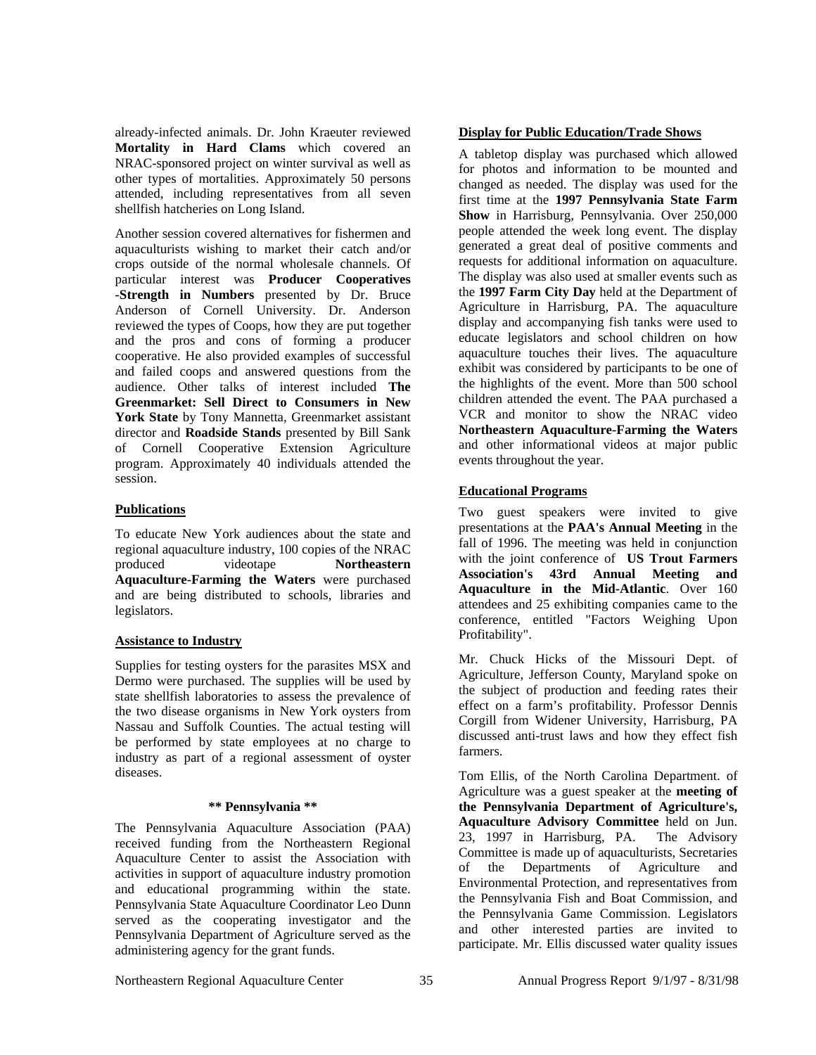already-infected animals. Dr. John Kraeuter reviewed **Mortality in Hard Clams** which covered an NRAC-sponsored project on winter survival as well as other types of mortalities. Approximately 50 persons attended, including representatives from all seven shellfish hatcheries on Long Island.

Another session covered alternatives for fishermen and aquaculturists wishing to market their catch and/or crops outside of the normal wholesale channels. Of particular interest was **Producer Cooperatives -Strength in Numbers** presented by Dr. Bruce Anderson of Cornell University. Dr. Anderson reviewed the types of Coops, how they are put together and the pros and cons of forming a producer cooperative. He also provided examples of successful and failed coops and answered questions from the audience. Other talks of interest included **The Greenmarket: Sell Direct to Consumers in New York State** by Tony Mannetta, Greenmarket assistant director and **Roadside Stands** presented by Bill Sank of Cornell Cooperative Extension Agriculture program. Approximately 40 individuals attended the session.

**Publications**

To educate New York audiences about the state and regional aquaculture industry, 100 copies of the NRAC produced videotape **Northeastern Aquaculture-Farming the Waters** were purchased and are being distributed to schools, libraries and legislators.

**Assistance to Industry**

Supplies for testing oysters for the parasites MSX and Dermo were purchased. The supplies will be used by state shellfish laboratories to assess the prevalence of the two disease organisms in New York oysters from Nassau and Suffolk Counties. The actual testing will be performed by state employees at no charge to industry as part of a regional assessment of oyster diseases.

**\*\* Pennsylvania \*\***

The Pennsylvania Aquaculture Association (PAA) received funding from the Northeastern Regional Aquaculture Center to assist the Association with activities in support of aquaculture industry promotion and educational programming within the state. Pennsylvania State Aquaculture Coordinator Leo Dunn served as the cooperating investigator and the Pennsylvania Department of Agriculture served as the administering agency for the grant funds.

**Display for Public Education/Trade Shows**

A tabletop display was purchased which allowed for photos and information to be mounted and changed as needed. The display was used for the first time at the **1997 Pennsylvania State Farm Show** in Harrisburg, Pennsylvania. Over 250,000 people attended the week long event. The display generated a great deal of positive comments and requests for additional information on aquaculture. The display was also used at smaller events such as the **1997 Farm City Day** held at the Department of Agriculture in Harrisburg, PA. The aquaculture display and accompanying fish tanks were used to educate legislators and school children on how aquaculture touches their lives. The aquaculture exhibit was considered by participants to be one of the highlights of the event. More than 500 school children attended the event. The PAA purchased a VCR and monitor to show the NRAC video **Northeastern Aquaculture-Farming the Waters** and other informational videos at major public events throughout the year.

**Educational Programs**

Two guest speakers were invited to give presentations at the **PAA's Annual Meeting** in the fall of 1996. The meeting was held in conjunction with the joint conference of **US Trout Farmers Association's 43rd Annual Meeting and Aquaculture in the Mid-Atlantic**. Over 160 attendees and 25 exhibiting companies came to the conference, entitled "Factors Weighing Upon Profitability".

Mr. Chuck Hicks of the Missouri Dept. of Agriculture, Jefferson County, Maryland spoke on the subject of production and feeding rates their effect on a farm's profitability. Professor Dennis Corgill from Widener University, Harrisburg, PA discussed anti-trust laws and how they effect fish farmers.

Tom Ellis, of the North Carolina Department. of Agriculture was a guest speaker at the **meeting of the Pennsylvania Department of Agriculture's, Aquaculture Advisory Committee** held on Jun. 23, 1997 in Harrisburg, PA. The Advisory Committee is made up of aquaculturists, Secretaries of the Departments of Agriculture and Environmental Protection, and representatives from the Pennsylvania Fish and Boat Commission, and the Pennsylvania Game Commission. Legislators and other interested parties are invited to participate. Mr. Ellis discussed water quality issues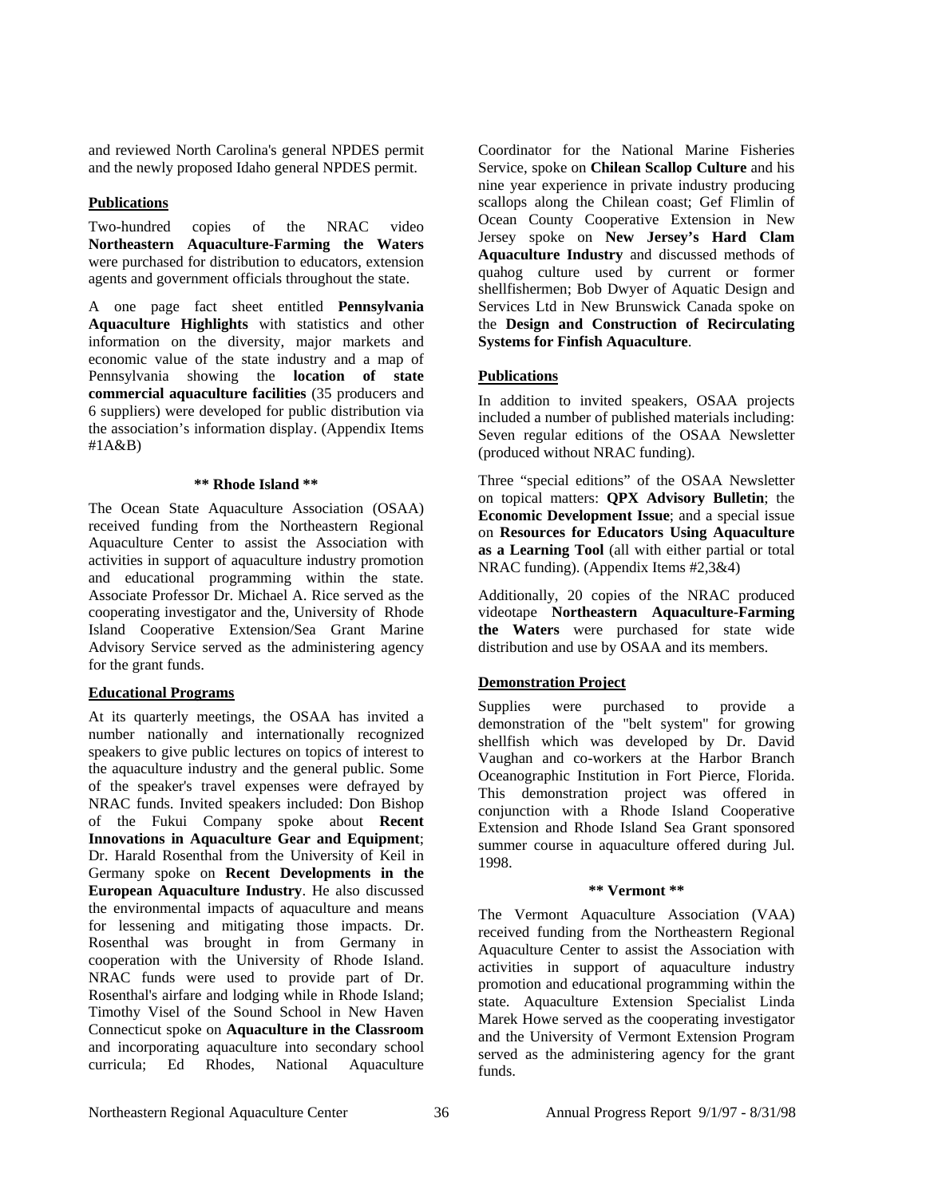and reviewed North Carolina's general NPDES permit and the newly proposed Idaho general NPDES permit.

### Publications

Two-hundred copies of the NRAC video **Northeastern Aquaculture-Farming the Waters** were purchased for distribution to educators, extension agents and government officials throughout the state.

A one page fact sheet entitled **Pennsylvania Aquaculture Highlights** with statistics and other information on the diversity, major markets and economic value of the state industry and a map of Pennsylvania showing the **location of state commercial aquaculture facilities** (35 producers and 6 suppliers) were developed for public distribution via the association's information display. (Appendix Items #1A&B)

## ** Rhode Island **

The Ocean State Aquaculture Association (OSAA) received funding from the Northeastern Regional Aquaculture Center to assist the Association with activities in support of aquaculture industry promotion and educational programming within the state. Associate Professor Dr. Michael A. Rice served as the cooperating investigator and the, University of Rhode Island Cooperative Extension/Sea Grant Marine Advisory Service served as the administering agency for the grant funds.

### Educational Programs

At its quarterly meetings, the OSAA has invited a number nationally and internationally recognized speakers to give public lectures on topics of interest to the aquaculture industry and the general public. Some of the speaker's travel expenses were defrayed by NRAC funds. Invited speakers included: Don Bishop of the Fukui Company spoke about **Recent Innovations in Aquaculture Gear and Equipment**; Dr. Harald Rosenthal from the University of Keil in Germany spoke on **Recent Developments in the European Aquaculture Industry**. He also discussed the environmental impacts of aquaculture and means for lessening and mitigating those impacts. Dr. Rosenthal was brought in from Germany in cooperation with the University of Rhode Island. NRAC funds were used to provide part of Dr. Rosenthal's airfare and lodging while in Rhode Island; Timothy Visel of the Sound School in New Haven Connecticut spoke on **Aquaculture in the Classroom** and incorporating aquaculture into secondary school curricula; Ed Rhodes, National Aquaculture Coordinator for the National Marine Fisheries Service, spoke on **Chilean Scallop Culture** and his nine year experience in private industry producing scallops along the Chilean coast; Gef Flimlin of Ocean County Cooperative Extension in New Jersey spoke on **New Jersey's Hard Clam Aquaculture Industry** and discussed methods of quahog culture used by current or former shellfishermen; Bob Dwyer of Aquatic Design and Services Ltd in New Brunswick Canada spoke on the **Design and Construction of Recirculating Systems for Finfish Aquaculture**.

### Publications

In addition to invited speakers, OSAA projects included a number of published materials including: Seven regular editions of the OSAA Newsletter (produced without NRAC funding).

Three "special editions" of the OSAA Newsletter on topical matters: **QPX Advisory Bulletin**; the **Economic Development Issue**; and a special issue on **Resources for Educators Using Aquaculture as a Learning Tool** (all with either partial or total NRAC funding). (Appendix Items #2,3&4)

Additionally, 20 copies of the NRAC produced videotape **Northeastern Aquaculture-Farming the Waters** were purchased for state wide distribution and use by OSAA and its members.

### Demonstration Project

Supplies were purchased to provide a demonstration of the "belt system" for growing shellfish which was developed by Dr. David Vaughan and co-workers at the Harbor Branch Oceanographic Institution in Fort Pierce, Florida. This demonstration project was offered in conjunction with a Rhode Island Cooperative Extension and Rhode Island Sea Grant sponsored summer course in aquaculture offered during Jul. 1998.

## ** Vermont **

The Vermont Aquaculture Association (VAA) received funding from the Northeastern Regional Aquaculture Center to assist the Association with activities in support of aquaculture industry promotion and educational programming within the state. Aquaculture Extension Specialist Linda Marek Howe served as the cooperating investigator and the University of Vermont Extension Program served as the administering agency for the grant funds.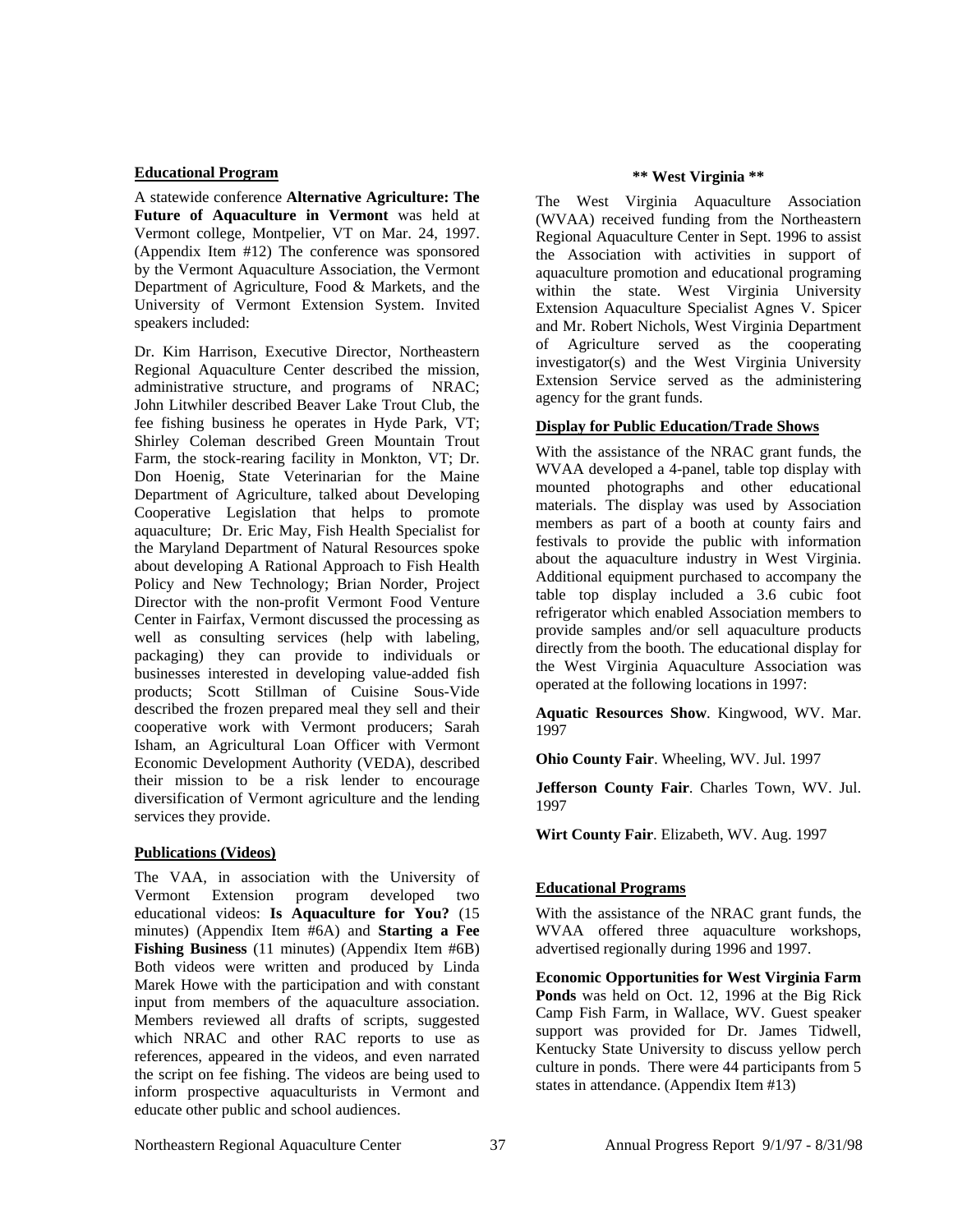### Educational Program

A statewide conference **Alternative Agriculture: The Future of Aquaculture in Vermont** was held at Vermont college, Montpelier, VT on Mar. 24, 1997. (Appendix Item #12) The conference was sponsored by the Vermont Aquaculture Association, the Vermont Department of Agriculture, Food & Markets, and the University of Vermont Extension System. Invited speakers included:

Dr. Kim Harrison, Executive Director, Northeastern Regional Aquaculture Center described the mission, administrative structure, and programs of NRAC; John Litwhiler described Beaver Lake Trout Club, the fee fishing business he operates in Hyde Park, VT; Shirley Coleman described Green Mountain Trout Farm, the stock-rearing facility in Monkton, VT; Dr. Don Hoenig, State Veterinarian for the Maine Department of Agriculture, talked about Developing Cooperative Legislation that helps to promote aquaculture; Dr. Eric May, Fish Health Specialist for the Maryland Department of Natural Resources spoke about developing A Rational Approach to Fish Health Policy and New Technology; Brian Norder, Project Director with the non-profit Vermont Food Venture Center in Fairfax, Vermont discussed the processing as well as consulting services (help with labeling, packaging) they can provide to individuals or businesses interested in developing value-added fish products; Scott Stillman of Cuisine Sous-Vide described the frozen prepared meal they sell and their cooperative work with Vermont producers; Sarah Isham, an Agricultural Loan Officer with Vermont Economic Development Authority (VEDA), described their mission to be a risk lender to encourage diversification of Vermont agriculture and the lending services they provide.

### Publications (Videos)

The VAA, in association with the University of Vermont Extension program developed two educational videos: **Is Aquaculture for You?** (15 minutes) (Appendix Item #6A) and **Starting a Fee Fishing Business** (11 minutes) (Appendix Item #6B) Both videos were written and produced by Linda Marek Howe with the participation and with constant input from members of the aquaculture association. Members reviewed all drafts of scripts, suggested which NRAC and other RAC reports to use as references, appeared in the videos, and even narrated the script on fee fishing. The videos are being used to inform prospective aquaculturists in Vermont and educate other public and school audiences.

## \*\* West Virginia \*\*

The West Virginia Aquaculture Association (WVAA) received funding from the Northeastern Regional Aquaculture Center in Sept. 1996 to assist the Association with activities in support of aquaculture promotion and educational programing within the state. West Virginia University Extension Aquaculture Specialist Agnes V. Spicer and Mr. Robert Nichols, West Virginia Department of Agriculture served as the cooperating investigator(s) and the West Virginia University Extension Service served as the administering agency for the grant funds.

### Display for Public Education/Trade Shows

With the assistance of the NRAC grant funds, the WVAA developed a 4-panel, table top display with mounted photographs and other educational materials. The display was used by Association members as part of a booth at county fairs and festivals to provide the public with information about the aquaculture industry in West Virginia. Additional equipment purchased to accompany the table top display included a 3.6 cubic foot refrigerator which enabled Association members to provide samples and/or sell aquaculture products directly from the booth. The educational display for the West Virginia Aquaculture Association was operated at the following locations in 1997:

**Aquatic Resources Show**. Kingwood, WV. Mar. 1997

**Ohio County Fair**. Wheeling, WV. Jul. 1997

**Jefferson County Fair**. Charles Town, WV. Jul. 1997

**Wirt County Fair**. Elizabeth, WV. Aug. 1997

### Educational Programs

With the assistance of the NRAC grant funds, the WVAA offered three aquaculture workshops, advertised regionally during 1996 and 1997.

**Economic Opportunities for West Virginia Farm Ponds** was held on Oct. 12, 1996 at the Big Rick Camp Fish Farm, in Wallace, WV. Guest speaker support was provided for Dr. James Tidwell, Kentucky State University to discuss yellow perch culture in ponds. There were 44 participants from 5 states in attendance. (Appendix Item #13)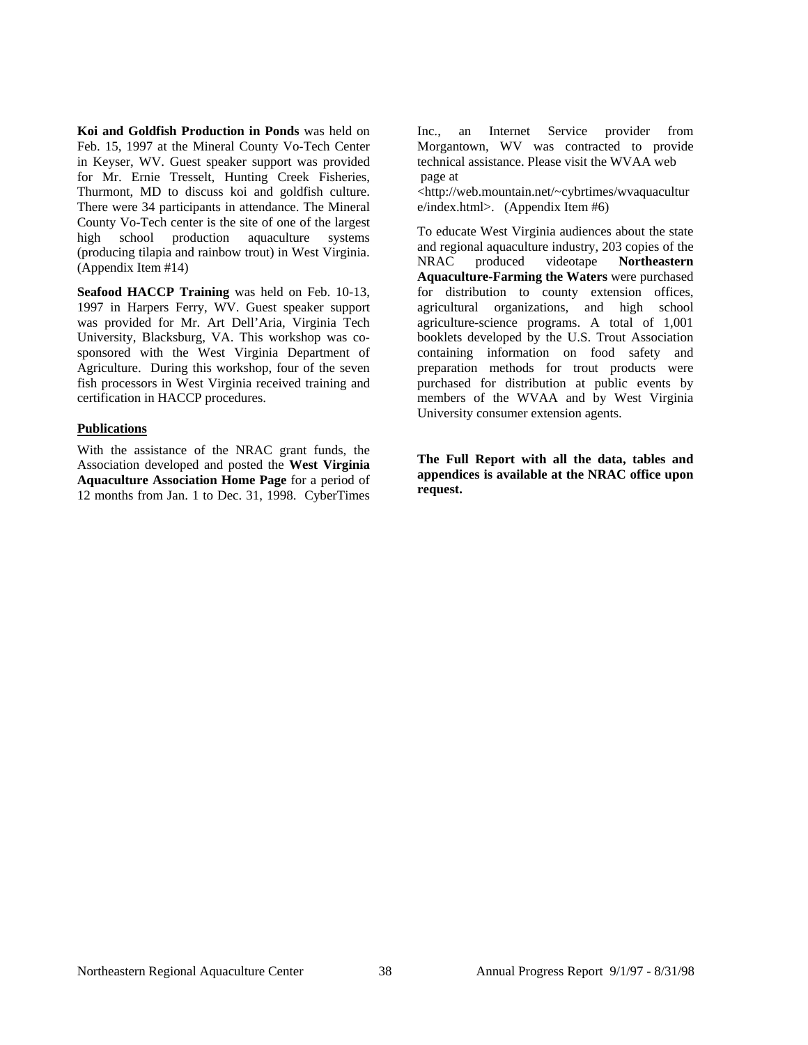**Koi and Goldfish Production in Ponds** was held on Feb. 15, 1997 at the Mineral County Vo-Tech Center in Keyser, WV. Guest speaker support was provided for Mr. Ernie Tresselt, Hunting Creek Fisheries, Thurmont, MD to discuss koi and goldfish culture. There were 34 participants in attendance. The Mineral County Vo-Tech center is the site of one of the largest high school production aquaculture systems (producing tilapia and rainbow trout) in West Virginia. (Appendix Item #14)

**Seafood HACCP Training** was held on Feb. 10-13, 1997 in Harpers Ferry, WV. Guest speaker support was provided for Mr. Art Dell'Aria, Virginia Tech University, Blacksburg, VA. This workshop was co-sponsored with the West Virginia Department of Agriculture. During this workshop, four of the seven fish processors in West Virginia received training and certification in HACCP procedures.

**Publications**

With the assistance of the NRAC grant funds, the Association developed and posted the **West Virginia Aquaculture Association Home Page** for a period of 12 months from Jan. 1 to Dec. 31, 1998. CyberTimes Inc., an Internet Service provider from Morgantown, WV was contracted to provide technical assistance. Please visit the WVAA web page at <http://web.mountain.net/~cybrtimes/wvaquaculture/index.html>. (Appendix Item #6)

To educate West Virginia audiences about the state and regional aquaculture industry, 203 copies of the NRAC produced videotape **Northeastern Aquaculture-Farming the Waters** were purchased for distribution to county extension offices, agricultural organizations, and high school agriculture-science programs. A total of 1,001 booklets developed by the U.S. Trout Association containing information on food safety and preparation methods for trout products were purchased for distribution at public events by members of the WVAA and by West Virginia University consumer extension agents.

**The Full Report with all the data, tables and appendices is available at the NRAC office upon request.**